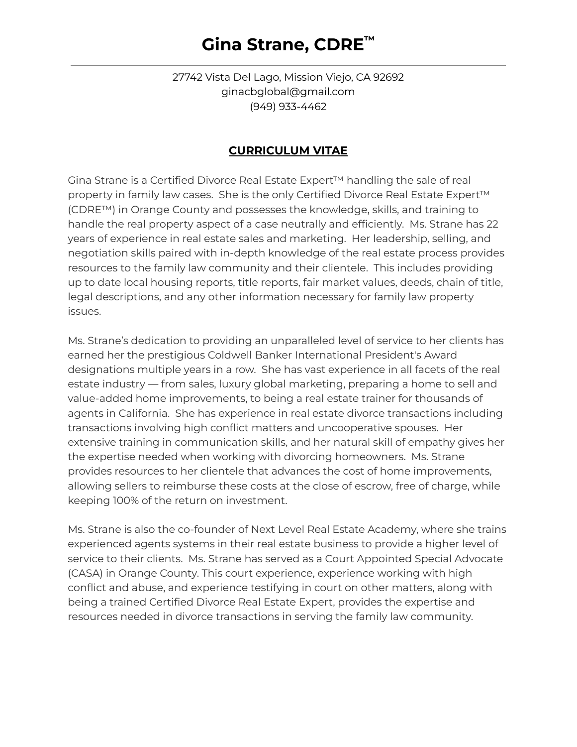# Gina Strane, CDRE™

27742 Vista Del Lago, Mission Viejo, CA 92692
ginacbglobal@gmail.com
(949) 933-4462

## CURRICULUM VITAE

Gina Strane is a Certified Divorce Real Estate Expert™ handling the sale of real property in family law cases. She is the only Certified Divorce Real Estate Expert™ (CDRE™) in Orange County and possesses the knowledge, skills, and training to handle the real property aspect of a case neutrally and efficiently. Ms. Strane has 22 years of experience in real estate sales and marketing. Her leadership, selling, and negotiation skills paired with in-depth knowledge of the real estate process provides resources to the family law community and their clientele. This includes providing up to date local housing reports, title reports, fair market values, deeds, chain of title, legal descriptions, and any other information necessary for family law property issues.

Ms. Strane's dedication to providing an unparalleled level of service to her clients has earned her the prestigious Coldwell Banker International President's Award designations multiple years in a row. She has vast experience in all facets of the real estate industry — from sales, luxury global marketing, preparing a home to sell and value-added home improvements, to being a real estate trainer for thousands of agents in California. She has experience in real estate divorce transactions including transactions involving high conflict matters and uncooperative spouses. Her extensive training in communication skills, and her natural skill of empathy gives her the expertise needed when working with divorcing homeowners. Ms. Strane provides resources to her clientele that advances the cost of home improvements, allowing sellers to reimburse these costs at the close of escrow, free of charge, while keeping 100% of the return on investment.

Ms. Strane is also the co-founder of Next Level Real Estate Academy, where she trains experienced agents systems in their real estate business to provide a higher level of service to their clients. Ms. Strane has served as a Court Appointed Special Advocate (CASA) in Orange County. This court experience, experience working with high conflict and abuse, and experience testifying in court on other matters, along with being a trained Certified Divorce Real Estate Expert, provides the expertise and resources needed in divorce transactions in serving the family law community.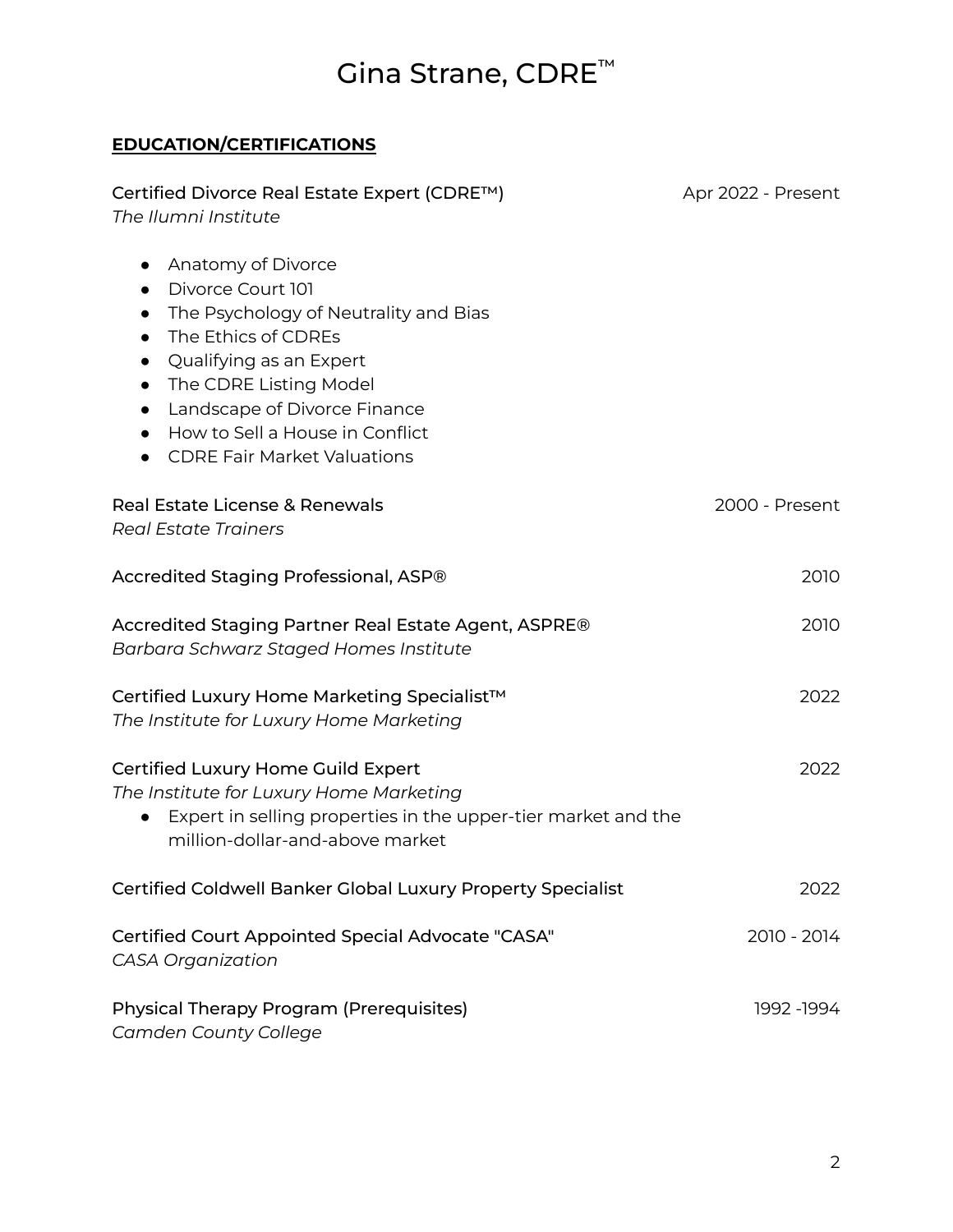# Gina Strane, CDRE™

**EDUCATION/CERTIFICATIONS**

Certified Divorce Real Estate Expert (CDRE™) — Apr 2022 - Present
*The Ilumni Institute*

- Anatomy of Divorce
- Divorce Court 101
- The Psychology of Neutrality and Bias
- The Ethics of CDREs
- Qualifying as an Expert
- The CDRE Listing Model
- Landscape of Divorce Finance
- How to Sell a House in Conflict
- CDRE Fair Market Valuations

Real Estate License & Renewals — 2000 - Present
*Real Estate Trainers*

Accredited Staging Professional, ASP® — 2010

Accredited Staging Partner Real Estate Agent, ASPRE® — 2010
*Barbara Schwarz Staged Homes Institute*

Certified Luxury Home Marketing Specialist™ — 2022
*The Institute for Luxury Home Marketing*

Certified Luxury Home Guild Expert — 2022
*The Institute for Luxury Home Marketing*

- Expert in selling properties in the upper-tier market and the million-dollar-and-above market

Certified Coldwell Banker Global Luxury Property Specialist — 2022

Certified Court Appointed Special Advocate "CASA" — 2010 - 2014
*CASA Organization*

Physical Therapy Program (Prerequisites) — 1992 -1994
*Camden County College*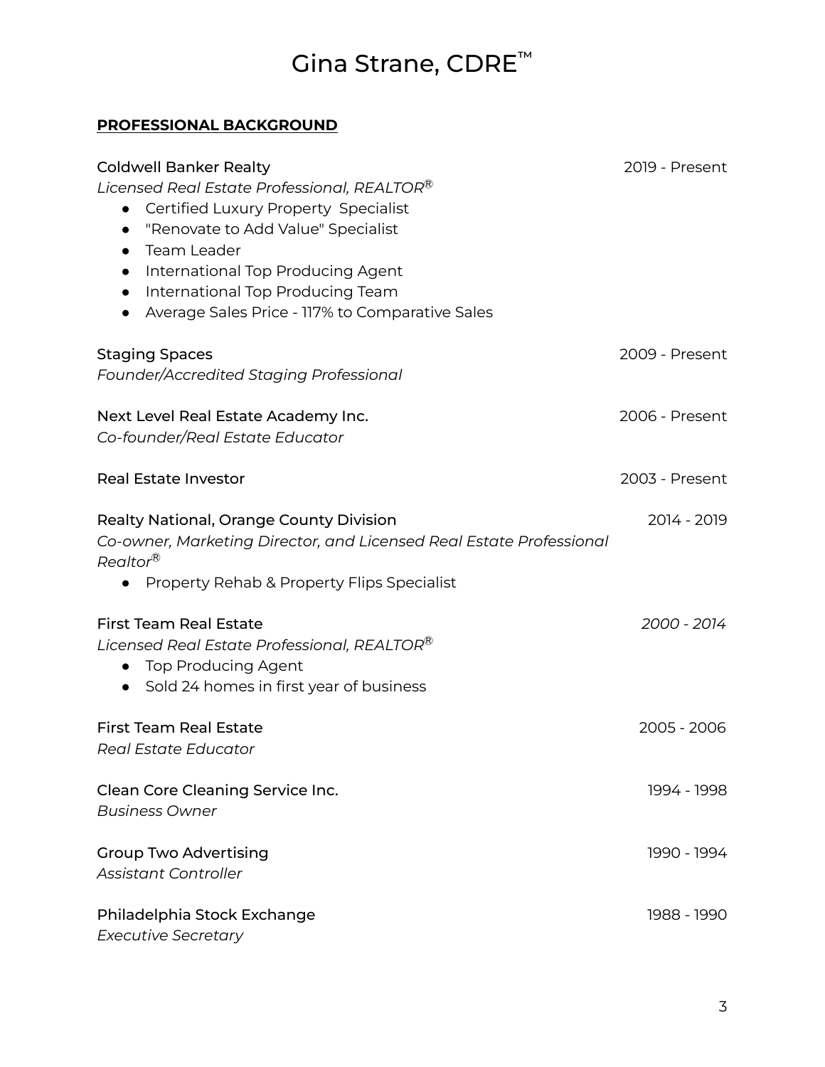# Gina Strane, CDRE™

## PROFESSIONAL BACKGROUND

**Coldwell Banker Realty** — 2019 - Present
*Licensed Real Estate Professional, REALTOR®*
- Certified Luxury Property Specialist
- "Renovate to Add Value" Specialist
- Team Leader
- International Top Producing Agent
- International Top Producing Team
- Average Sales Price - 117% to Comparative Sales

**Staging Spaces** — 2009 - Present
*Founder/Accredited Staging Professional*

**Next Level Real Estate Academy Inc.** — 2006 - Present
*Co-founder/Real Estate Educator*

**Real Estate Investor** — 2003 - Present

**Realty National, Orange County Division** — 2014 - 2019
*Co-owner, Marketing Director, and Licensed Real Estate Professional Realtor®*
- Property Rehab & Property Flips Specialist

**First Team Real Estate** — *2000 - 2014*
*Licensed Real Estate Professional, REALTOR®*
- Top Producing Agent
- Sold 24 homes in first year of business

**First Team Real Estate** — 2005 - 2006
*Real Estate Educator*

**Clean Core Cleaning Service Inc.** — 1994 - 1998
*Business Owner*

**Group Two Advertising** — 1990 - 1994
*Assistant Controller*

**Philadelphia Stock Exchange** — 1988 - 1990
*Executive Secretary*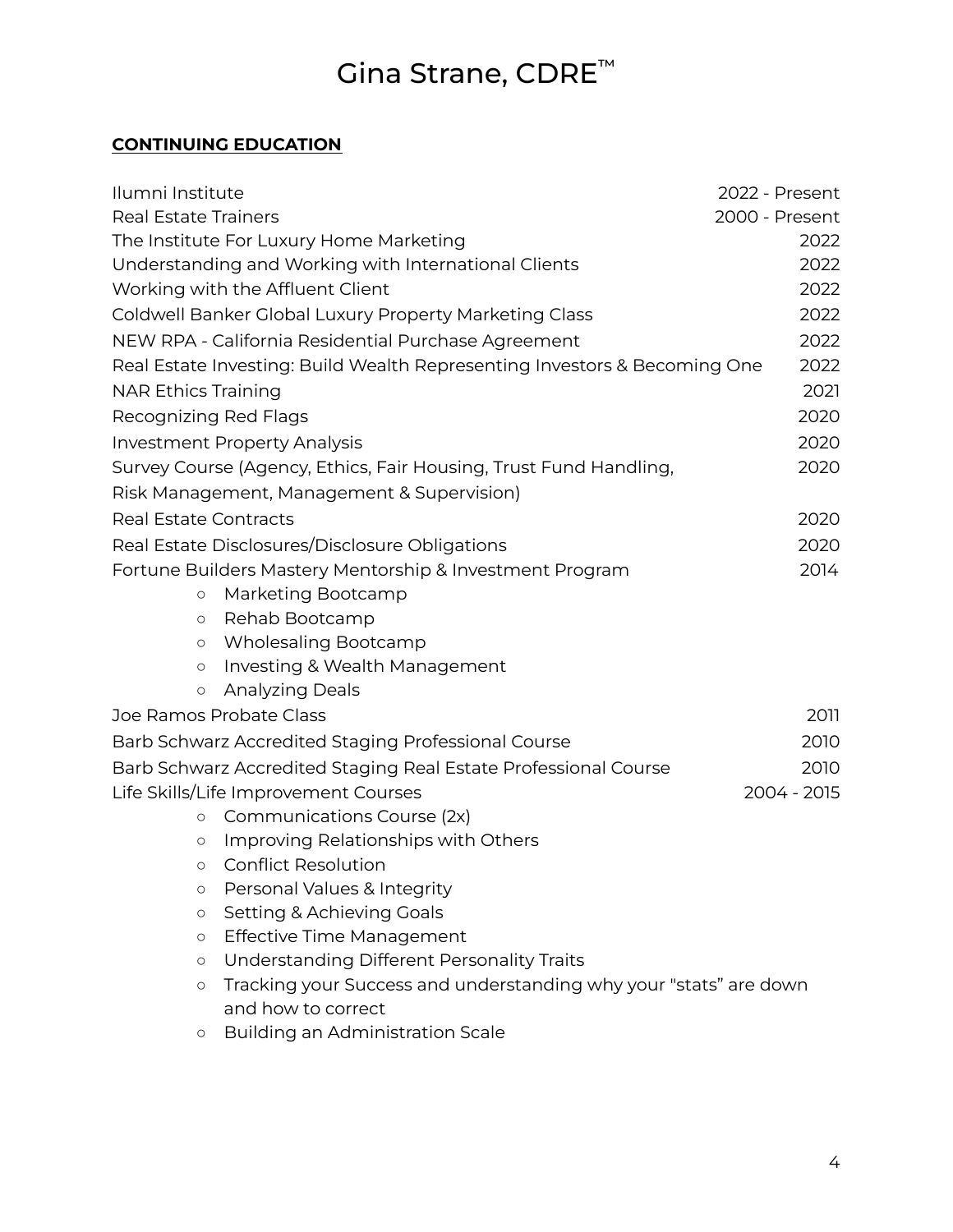# Gina Strane, CDRE™

## CONTINUING EDUCATION

| | |
|---|---|
| Ilumni Institute | 2022 - Present |
| Real Estate Trainers | 2000 - Present |
| The Institute For Luxury Home Marketing | 2022 |
| Understanding and Working with International Clients | 2022 |
| Working with the Affluent Client | 2022 |
| Coldwell Banker Global Luxury Property Marketing Class | 2022 |
| NEW RPA - California Residential Purchase Agreement | 2022 |
| Real Estate Investing: Build Wealth Representing Investors & Becoming One | 2022 |
| NAR Ethics Training | 2021 |
| Recognizing Red Flags | 2020 |
| Investment Property Analysis | 2020 |
| Survey Course (Agency, Ethics, Fair Housing, Trust Fund Handling, Risk Management, Management & Supervision) | 2020 |
| Real Estate Contracts | 2020 |
| Real Estate Disclosures/Disclosure Obligations | 2020 |
| Fortune Builders Mastery Mentorship & Investment Program | 2014 |

- Marketing Bootcamp
- Rehab Bootcamp
- Wholesaling Bootcamp
- Investing & Wealth Management
- Analyzing Deals

| | |
|---|---|
| Joe Ramos Probate Class | 2011 |
| Barb Schwarz Accredited Staging Professional Course | 2010 |
| Barb Schwarz Accredited Staging Real Estate Professional Course | 2010 |
| Life Skills/Life Improvement Courses | 2004 - 2015 |

- Communications Course (2x)
- Improving Relationships with Others
- Conflict Resolution
- Personal Values & Integrity
- Setting & Achieving Goals
- Effective Time Management
- Understanding Different Personality Traits
- Tracking your Success and understanding why your "stats" are down and how to correct
- Building an Administration Scale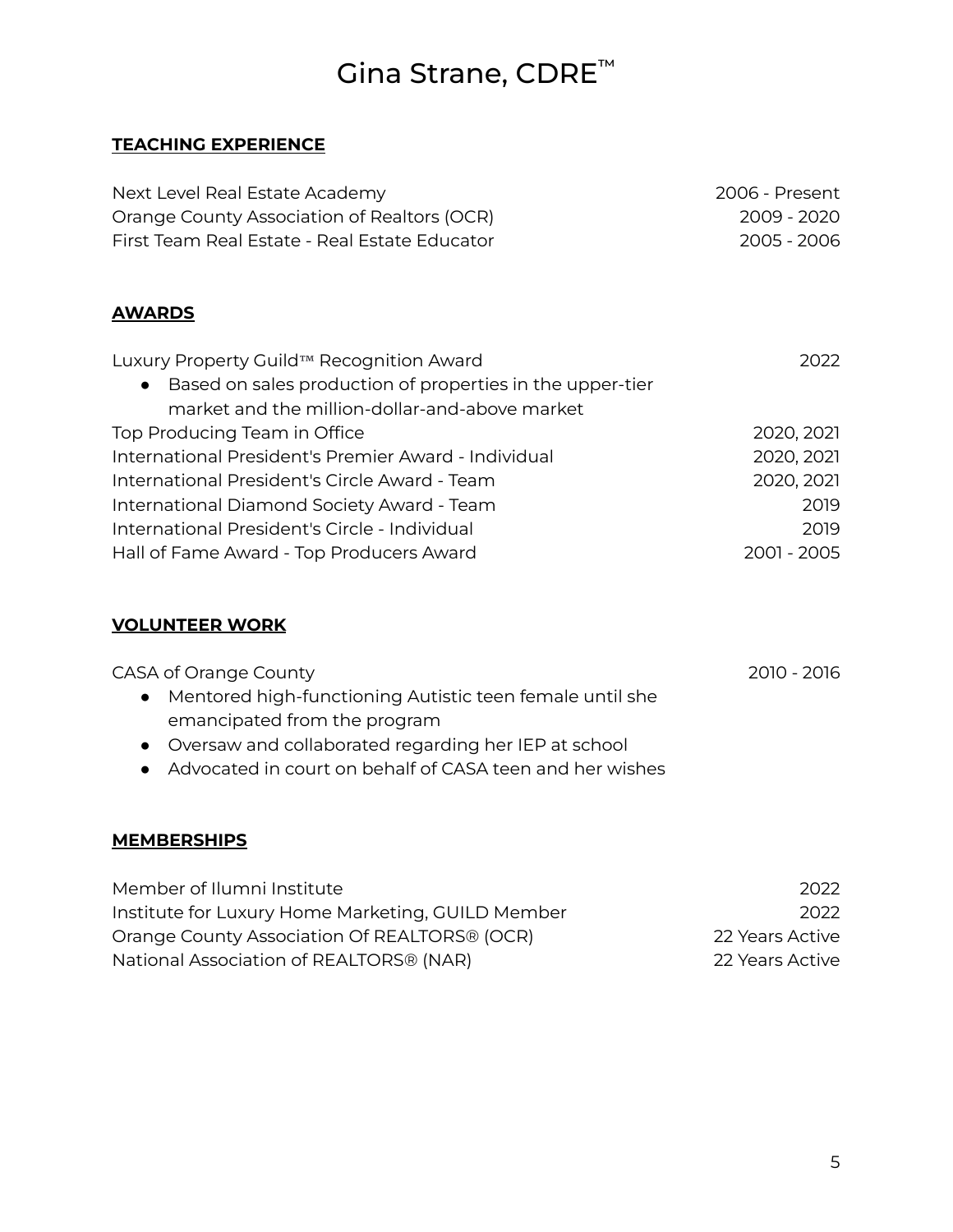# Gina Strane, CDRE™

## TEACHING EXPERIENCE

| | |
|---|---|
| Next Level Real Estate Academy | 2006 - Present |
| Orange County Association of Realtors (OCR) | 2009 - 2020 |
| First Team Real Estate - Real Estate Educator | 2005 - 2006 |

## AWARDS

Luxury Property Guild™ Recognition Award — 2022

- Based on sales production of properties in the upper-tier market and the million-dollar-and-above market

| | |
|---|---|
| Top Producing Team in Office | 2020, 2021 |
| International President's Premier Award - Individual | 2020, 2021 |
| International President's Circle Award - Team | 2020, 2021 |
| International Diamond Society Award - Team | 2019 |
| International President's Circle - Individual | 2019 |
| Hall of Fame Award - Top Producers Award | 2001 - 2005 |

## VOLUNTEER WORK

CASA of Orange County — 2010 - 2016

- Mentored high-functioning Autistic teen female until she emancipated from the program
- Oversaw and collaborated regarding her IEP at school
- Advocated in court on behalf of CASA teen and her wishes

## MEMBERSHIPS

| | |
|---|---|
| Member of Ilumni Institute | 2022 |
| Institute for Luxury Home Marketing, GUILD Member | 2022 |
| Orange County Association Of REALTORS® (OCR) | 22 Years Active |
| National Association of REALTORS® (NAR) | 22 Years Active |